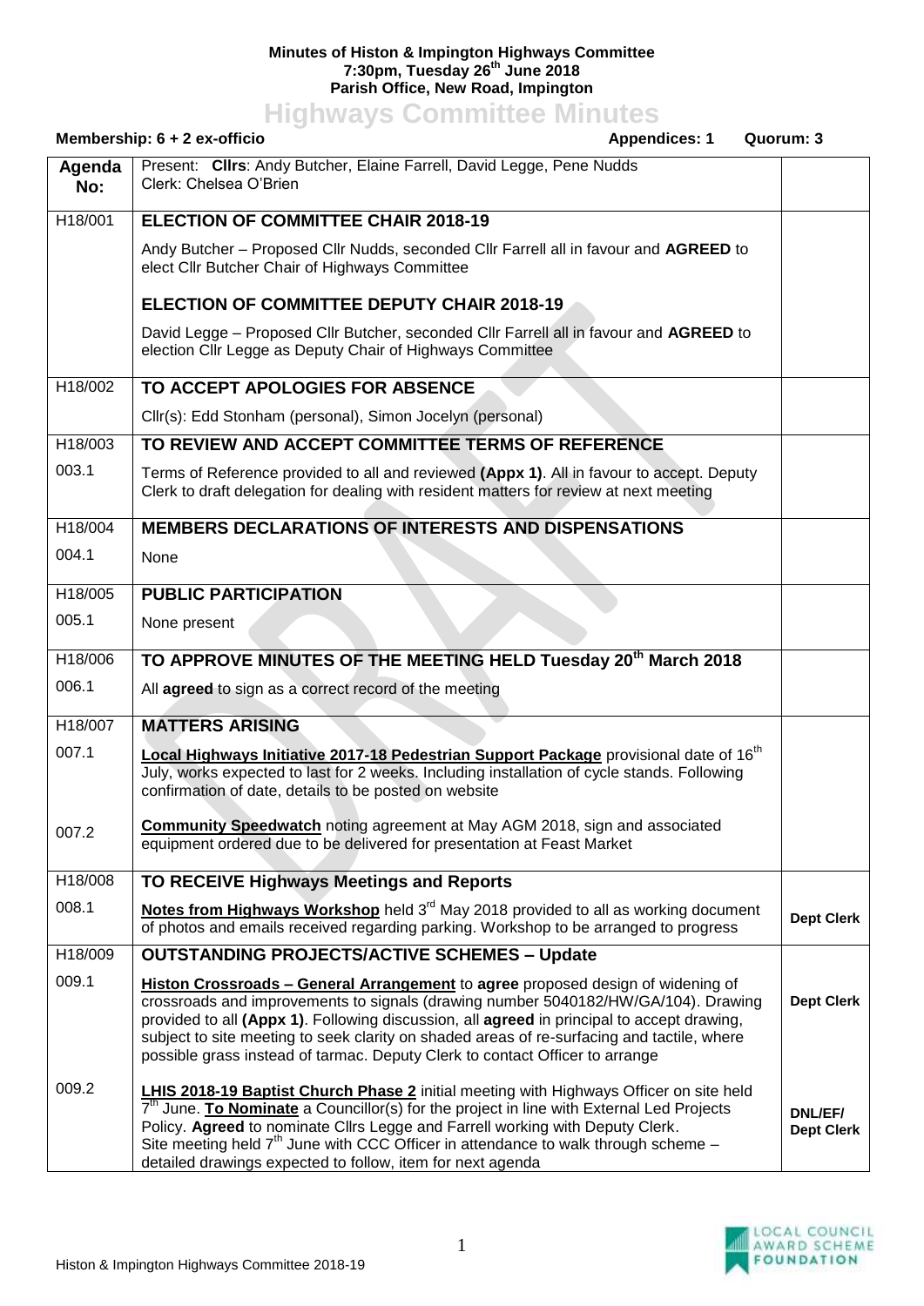**Minutes of Histon & Impington Highways Committee**
**7:30pm, Tuesday 26th June 2018**
**Parish Office, New Road, Impington**

# Highways Committee Minutes

**Membership: 6 + 2 ex-officio** | **Appendices: 1** | **Quorum: 3**

| Agenda No: | Present: **Cllrs**: Andy Butcher, Elaine Farrell, David Legge, Pene Nudds<br>Clerk: Chelsea O'Brien | |
|---|---|---|
| H18/001 | **ELECTION OF COMMITTEE CHAIR 2018-19** | |
| | Andy Butcher – Proposed Cllr Nudds, seconded Cllr Farrell all in favour and **AGREED** to elect Cllr Butcher Chair of Highways Committee | |
| | **ELECTION OF COMMITTEE DEPUTY CHAIR 2018-19** | |
| | David Legge – Proposed Cllr Butcher, seconded Cllr Farrell all in favour and **AGREED** to election Cllr Legge as Deputy Chair of Highways Committee | |
| H18/002 | **TO ACCEPT APOLOGIES FOR ABSENCE** | |
| | Cllr(s): Edd Stonham (personal), Simon Jocelyn (personal) | |
| H18/003 | **TO REVIEW AND ACCEPT COMMITTEE TERMS OF REFERENCE** | |
| 003.1 | Terms of Reference provided to all and reviewed **(Appx 1)**. All in favour to accept. Deputy Clerk to draft delegation for dealing with resident matters for review at next meeting | |
| H18/004 | **MEMBERS DECLARATIONS OF INTERESTS AND DISPENSATIONS** | |
| 004.1 | None | |
| H18/005 | **PUBLIC PARTICIPATION** | |
| 005.1 | None present | |
| H18/006 | **TO APPROVE MINUTES OF THE MEETING HELD Tuesday 20th March 2018** | |
| 006.1 | All **agreed** to sign as a correct record of the meeting | |
| H18/007 | **MATTERS ARISING** | |
| 007.1 | **Local Highways Initiative 2017-18 Pedestrian Support Package** provisional date of 16th July, works expected to last for 2 weeks. Including installation of cycle stands. Following confirmation of date, details to be posted on website | |
| 007.2 | **Community Speedwatch** noting agreement at May AGM 2018, sign and associated equipment ordered due to be delivered for presentation at Feast Market | |
| H18/008 | **TO RECEIVE Highways Meetings and Reports** | |
| 008.1 | **Notes from Highways Workshop** held 3rd May 2018 provided to all as working document of photos and emails received regarding parking. Workshop to be arranged to progress | **Dept Clerk** |
| H18/009 | **OUTSTANDING PROJECTS/ACTIVE SCHEMES – Update** | |
| 009.1 | **Histon Crossroads – General Arrangement** to **agree** proposed design of widening of crossroads and improvements to signals (drawing number 5040182/HW/GA/104). Drawing provided to all **(Appx 1)**. Following discussion, all **agreed** in principal to accept drawing, subject to site meeting to seek clarity on shaded areas of re-surfacing and tactile, where possible grass instead of tarmac. Deputy Clerk to contact Officer to arrange | **Dept Clerk** |
| 009.2 | **LHIS 2018-19 Baptist Church Phase 2** initial meeting with Highways Officer on site held 7th June. **To Nominate** a Councillor(s) for the project in line with External Led Projects Policy. **Agreed** to nominate Cllrs Legge and Farrell working with Deputy Clerk.<br>Site meeting held 7th June with CCC Officer in attendance to walk through scheme – detailed drawings expected to follow, item for next agenda | **DNL/EF/ Dept Clerk** |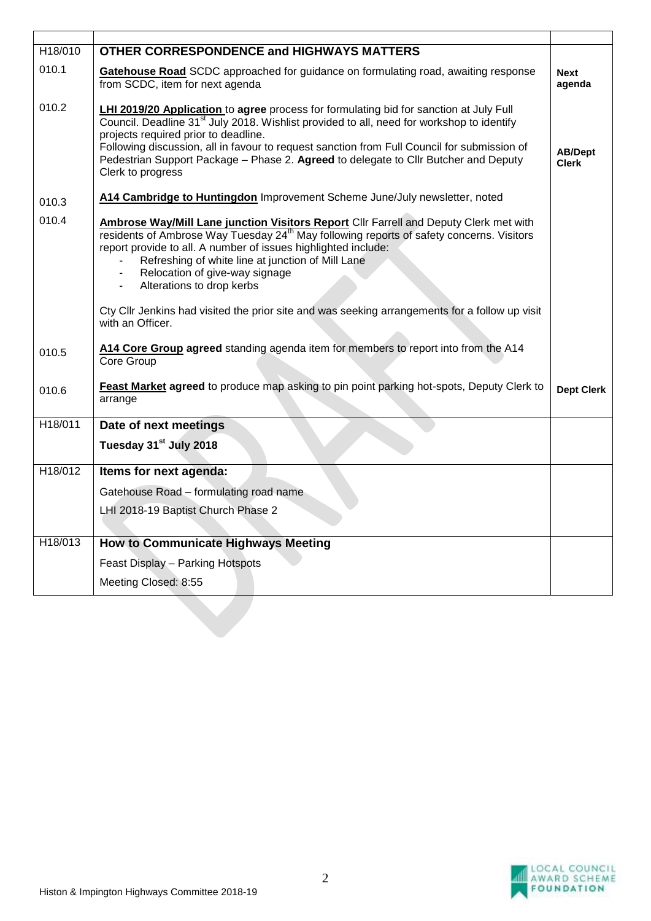| | | |
|---|---|---|
| H18/010 | **OTHER CORRESPONDENCE and HIGHWAYS MATTERS** | |
| 010.1 | **Gatehouse Road** SCDC approached for guidance on formulating road, awaiting response from SCDC, item for next agenda | **Next agenda** |
| 010.2 | **LHI 2019/20 Application** to **agree** process for formulating bid for sanction at July Full Council. Deadline 31st July 2018. Wishlist provided to all, need for workshop to identify projects required prior to deadline.<br>Following discussion, all in favour to request sanction from Full Council for submission of Pedestrian Support Package – Phase 2. **Agreed** to delegate to Cllr Butcher and Deputy Clerk to progress | **AB/Dept Clerk** |
| 010.3 | **A14 Cambridge to Huntingdon** Improvement Scheme June/July newsletter, noted | |
| 010.4 | **Ambrose Way/Mill Lane junction Visitors Report** Cllr Farrell and Deputy Clerk met with residents of Ambrose Way Tuesday 24th May following reports of safety concerns. Visitors report provide to all. A number of issues highlighted include:<br>- Refreshing of white line at junction of Mill Lane<br>- Relocation of give-way signage<br>- Alterations to drop kerbs<br><br>Cty Cllr Jenkins had visited the prior site and was seeking arrangements for a follow up visit with an Officer. | |
| 010.5 | **A14 Core Group agreed** standing agenda item for members to report into from the A14 Core Group | |
| 010.6 | **Feast Market agreed** to produce map asking to pin point parking hot-spots, Deputy Clerk to arrange | **Dept Clerk** |
| H18/011 | **Date of next meetings**<br>**Tuesday 31st July 2018** | |
| H18/012 | **Items for next agenda:**<br>Gatehouse Road – formulating road name<br>LHI 2018-19 Baptist Church Phase 2 | |
| H18/013 | **How to Communicate Highways Meeting**<br>Feast Display – Parking Hotspots<br>Meeting Closed: 8:55 | |